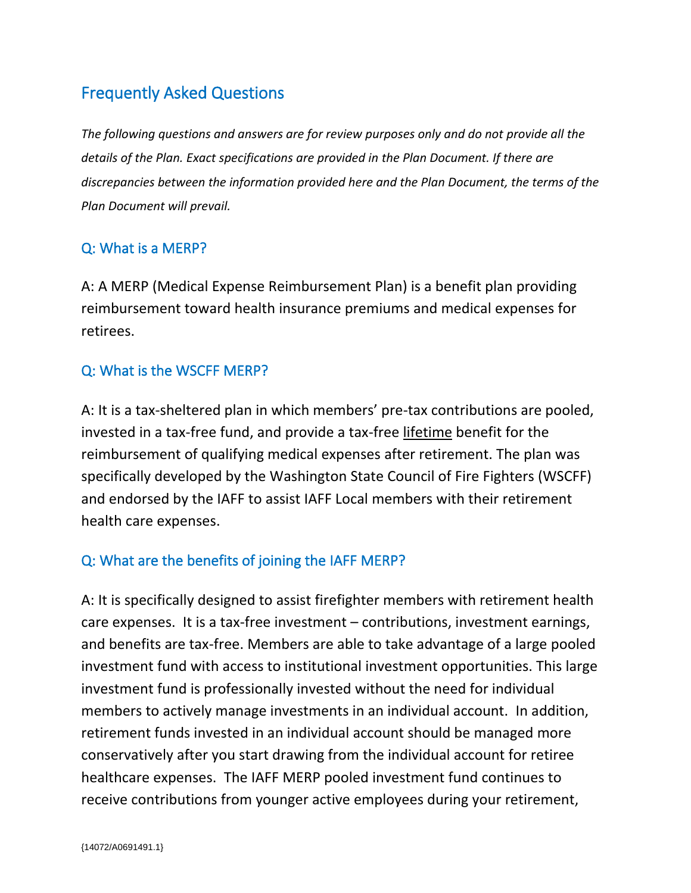## Frequently Asked Questions

*The following questions and answers are for review purposes only and do not provide all the details of the Plan. Exact specifications are provided in the Plan Document. If there are discrepancies between the information provided here and the Plan Document, the terms of the Plan Document will prevail.*

### Q: What is a MERP?

A: A MERP (Medical Expense Reimbursement Plan) is a benefit plan providing reimbursement toward health insurance premiums and medical expenses for retirees.

### Q: What is the WSCFF MERP?

A: It is a tax-sheltered plan in which members' pre-tax contributions are pooled, invested in a tax-free fund, and provide a tax-free <u>lifetime</u> benefit for the reimbursement of qualifying medical expenses after retirement. The plan was specifically developed by the Washington State Council of Fire Fighters (WSCFF) and endorsed by the IAFF to assist IAFF Local members with their retirement health care expenses.

### Q: What are the benefits of joining the IAFF MERP?

A: It is specifically designed to assist firefighter members with retirement health care expenses. It is a tax-free investment – contributions, investment earnings, and benefits are tax-free. Members are able to take advantage of a large pooled investment fund with access to institutional investment opportunities. This large investment fund is professionally invested without the need for individual members to actively manage investments in an individual account. In addition, retirement funds invested in an individual account should be managed more conservatively after you start drawing from the individual account for retiree healthcare expenses. The IAFF MERP pooled investment fund continues to receive contributions from younger active employees during your retirement,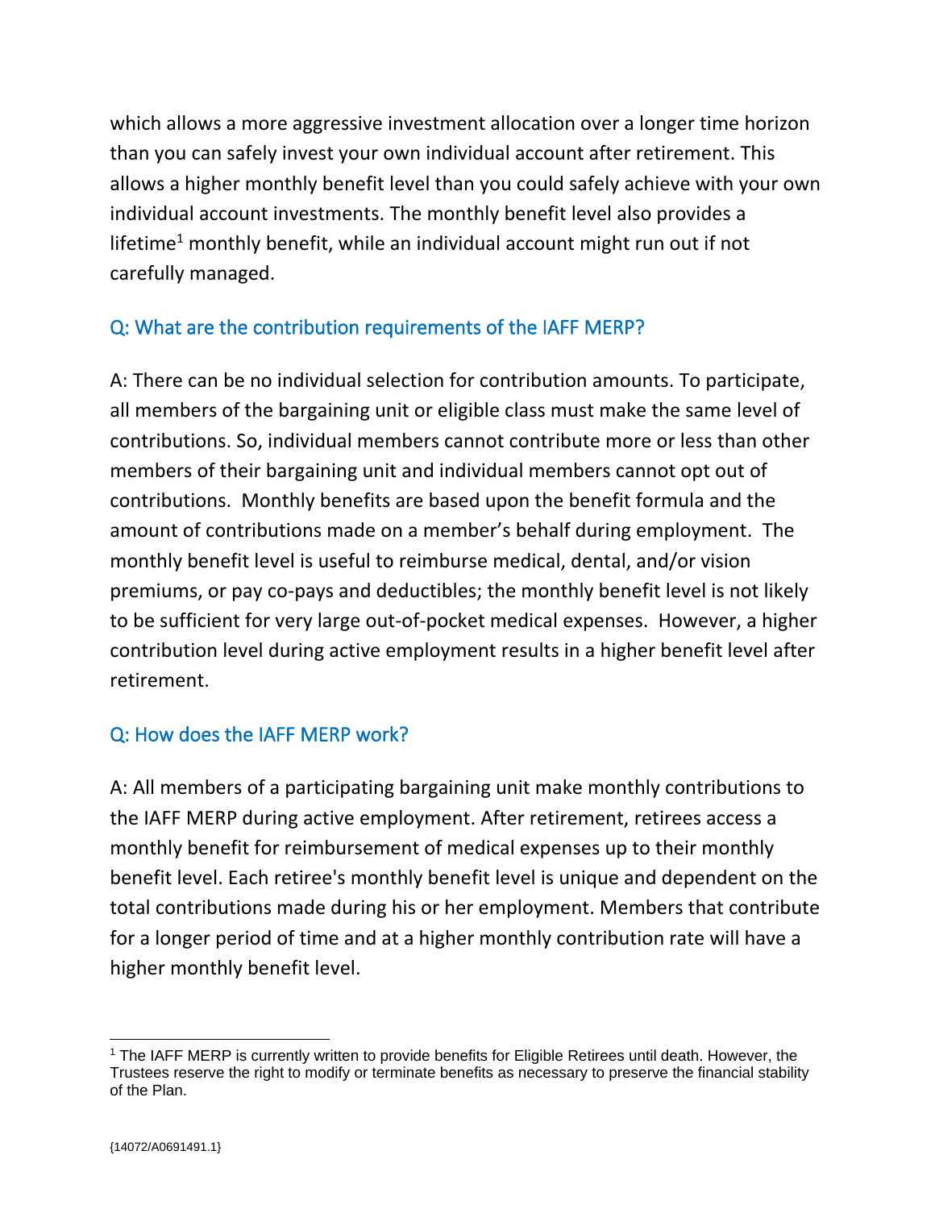which allows a more aggressive investment allocation over a longer time horizon than you can safely invest your own individual account after retirement. This allows a higher monthly benefit level than you could safely achieve with your own individual account investments. The monthly benefit level also provides a lifetime[1] monthly benefit, while an individual account might run out if not carefully managed.

## Q: What are the contribution requirements of the IAFF MERP?

A: There can be no individual selection for contribution amounts. To participate, all members of the bargaining unit or eligible class must make the same level of contributions. So, individual members cannot contribute more or less than other members of their bargaining unit and individual members cannot opt out of contributions. Monthly benefits are based upon the benefit formula and the amount of contributions made on a member's behalf during employment. The monthly benefit level is useful to reimburse medical, dental, and/or vision premiums, or pay co-pays and deductibles; the monthly benefit level is not likely to be sufficient for very large out-of-pocket medical expenses. However, a higher contribution level during active employment results in a higher benefit level after retirement.

## Q: How does the IAFF MERP work?

A: All members of a participating bargaining unit make monthly contributions to the IAFF MERP during active employment. After retirement, retirees access a monthly benefit for reimbursement of medical expenses up to their monthly benefit level. Each retiree's monthly benefit level is unique and dependent on the total contributions made during his or her employment. Members that contribute for a longer period of time and at a higher monthly contribution rate will have a higher monthly benefit level.

---

[1] The IAFF MERP is currently written to provide benefits for Eligible Retirees until death. However, the Trustees reserve the right to modify or terminate benefits as necessary to preserve the financial stability of the Plan.

{14072/A0691491.1}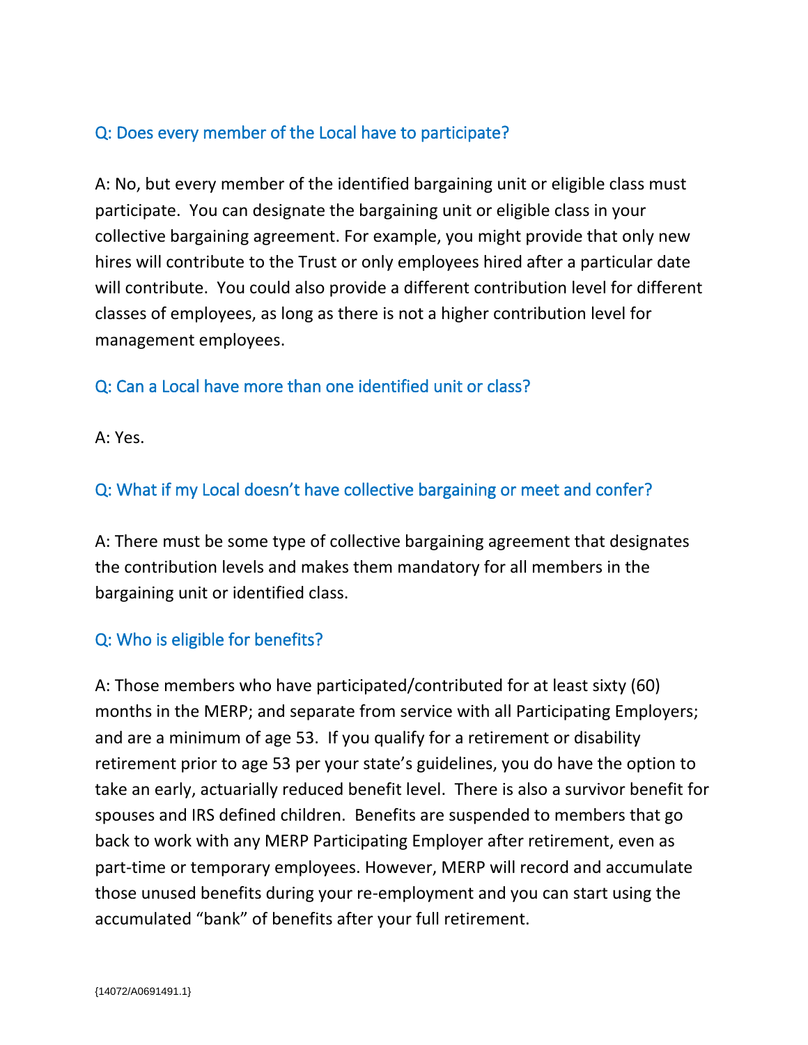### Q: Does every member of the Local have to participate?

A: No, but every member of the identified bargaining unit or eligible class must participate. You can designate the bargaining unit or eligible class in your collective bargaining agreement. For example, you might provide that only new hires will contribute to the Trust or only employees hired after a particular date will contribute. You could also provide a different contribution level for different classes of employees, as long as there is not a higher contribution level for management employees.

### Q: Can a Local have more than one identified unit or class?

A: Yes.

### Q: What if my Local doesn't have collective bargaining or meet and confer?

A: There must be some type of collective bargaining agreement that designates the contribution levels and makes them mandatory for all members in the bargaining unit or identified class.

### Q: Who is eligible for benefits?

A: Those members who have participated/contributed for at least sixty (60) months in the MERP; and separate from service with all Participating Employers; and are a minimum of age 53. If you qualify for a retirement or disability retirement prior to age 53 per your state's guidelines, you do have the option to take an early, actuarially reduced benefit level. There is also a survivor benefit for spouses and IRS defined children. Benefits are suspended to members that go back to work with any MERP Participating Employer after retirement, even as part-time or temporary employees. However, MERP will record and accumulate those unused benefits during your re-employment and you can start using the accumulated "bank" of benefits after your full retirement.

{14072/A0691491.1}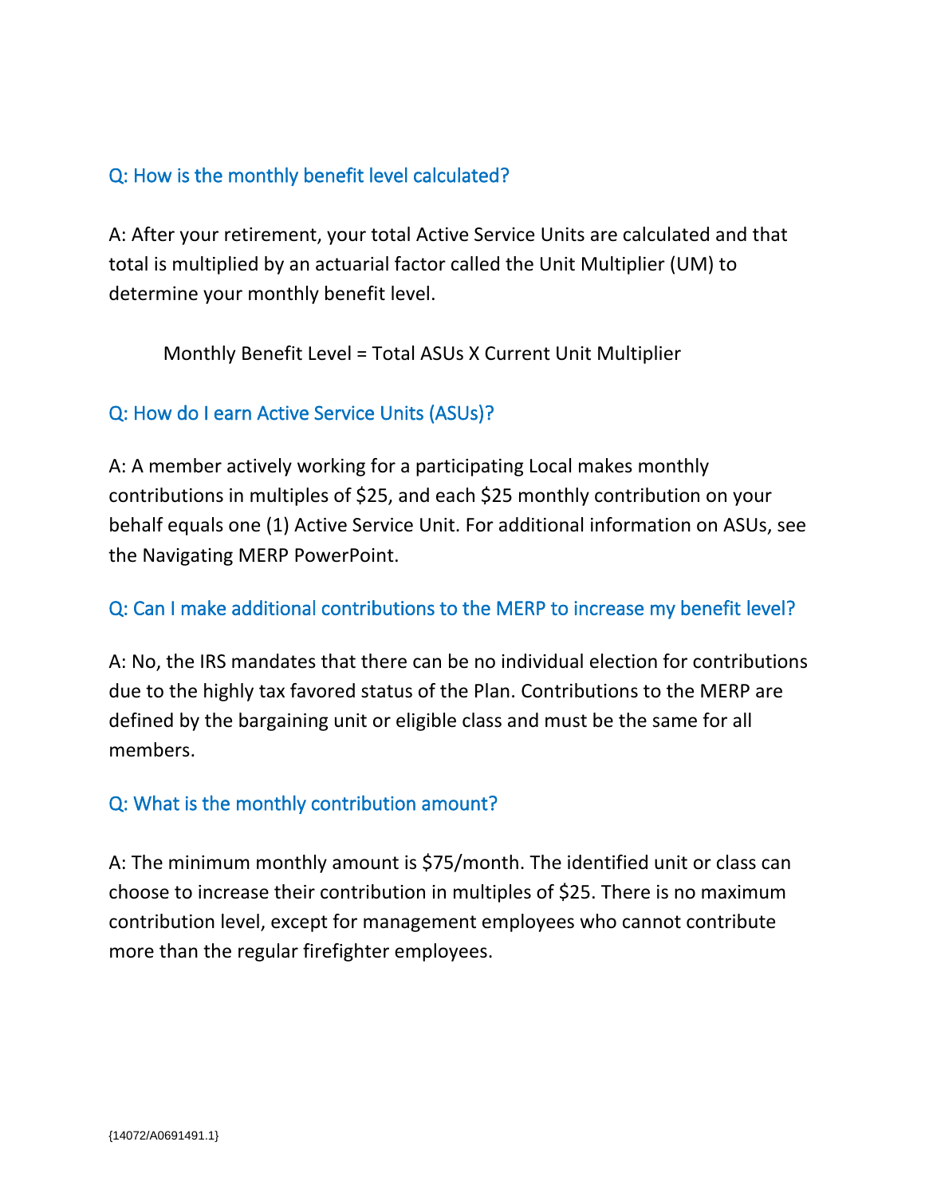### Q: How is the monthly benefit level calculated?

A: After your retirement, your total Active Service Units are calculated and that total is multiplied by an actuarial factor called the Unit Multiplier (UM) to determine your monthly benefit level.

Monthly Benefit Level = Total ASUs X Current Unit Multiplier

### Q: How do I earn Active Service Units (ASUs)?

A: A member actively working for a participating Local makes monthly contributions in multiples of $25, and each $25 monthly contribution on your behalf equals one (1) Active Service Unit. For additional information on ASUs, see the Navigating MERP PowerPoint.

### Q: Can I make additional contributions to the MERP to increase my benefit level?

A: No, the IRS mandates that there can be no individual election for contributions due to the highly tax favored status of the Plan. Contributions to the MERP are defined by the bargaining unit or eligible class and must be the same for all members.

### Q: What is the monthly contribution amount?

A: The minimum monthly amount is $75/month. The identified unit or class can choose to increase their contribution in multiples of $25. There is no maximum contribution level, except for management employees who cannot contribute more than the regular firefighter employees.

{14072/A0691491.1}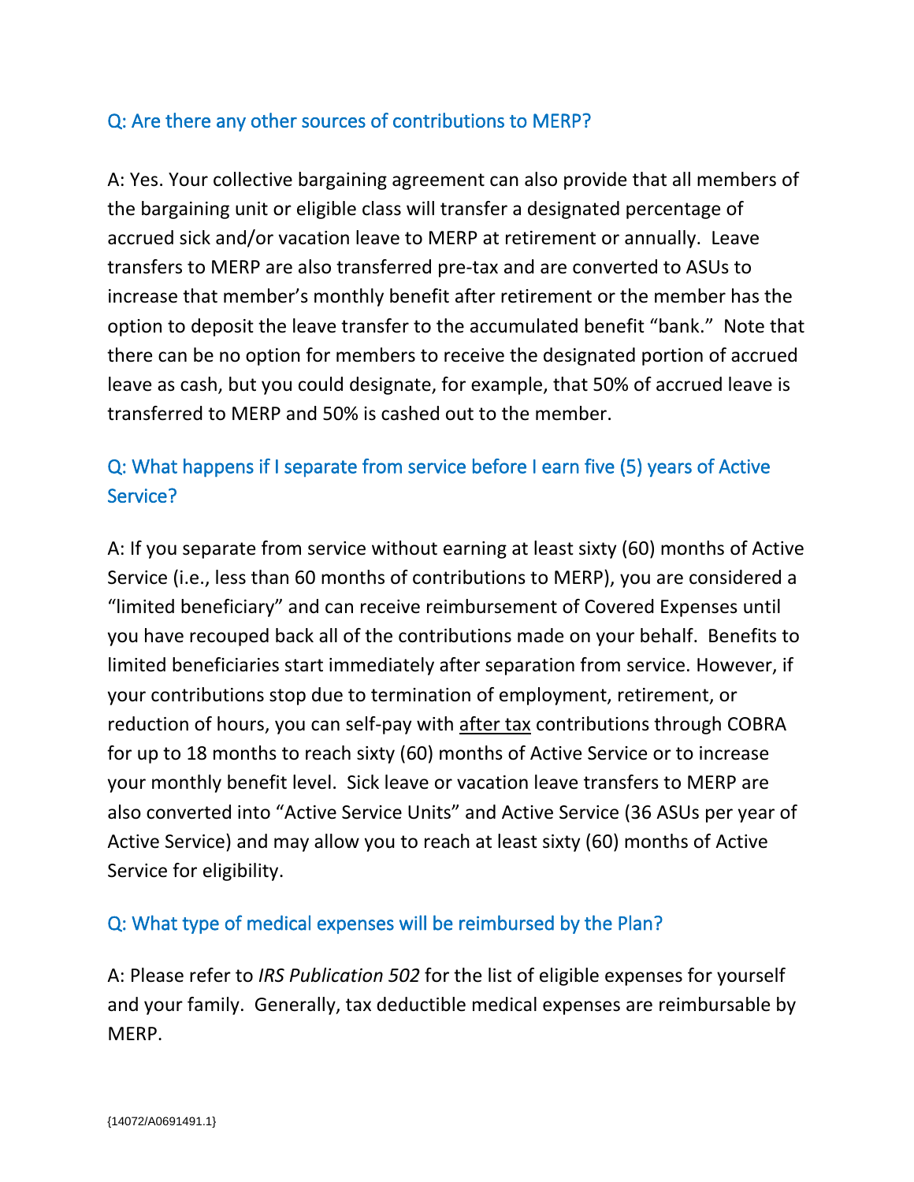### Q: Are there any other sources of contributions to MERP?

A: Yes. Your collective bargaining agreement can also provide that all members of the bargaining unit or eligible class will transfer a designated percentage of accrued sick and/or vacation leave to MERP at retirement or annually. Leave transfers to MERP are also transferred pre-tax and are converted to ASUs to increase that member's monthly benefit after retirement or the member has the option to deposit the leave transfer to the accumulated benefit "bank." Note that there can be no option for members to receive the designated portion of accrued leave as cash, but you could designate, for example, that 50% of accrued leave is transferred to MERP and 50% is cashed out to the member.

### Q: What happens if I separate from service before I earn five (5) years of Active Service?

A: If you separate from service without earning at least sixty (60) months of Active Service (i.e., less than 60 months of contributions to MERP), you are considered a "limited beneficiary" and can receive reimbursement of Covered Expenses until you have recouped back all of the contributions made on your behalf. Benefits to limited beneficiaries start immediately after separation from service. However, if your contributions stop due to termination of employment, retirement, or reduction of hours, you can self-pay with <u>after tax</u> contributions through COBRA for up to 18 months to reach sixty (60) months of Active Service or to increase your monthly benefit level. Sick leave or vacation leave transfers to MERP are also converted into "Active Service Units" and Active Service (36 ASUs per year of Active Service) and may allow you to reach at least sixty (60) months of Active Service for eligibility.

### Q: What type of medical expenses will be reimbursed by the Plan?

A: Please refer to *IRS Publication 502* for the list of eligible expenses for yourself and your family. Generally, tax deductible medical expenses are reimbursable by MERP.

{14072/A0691491.1}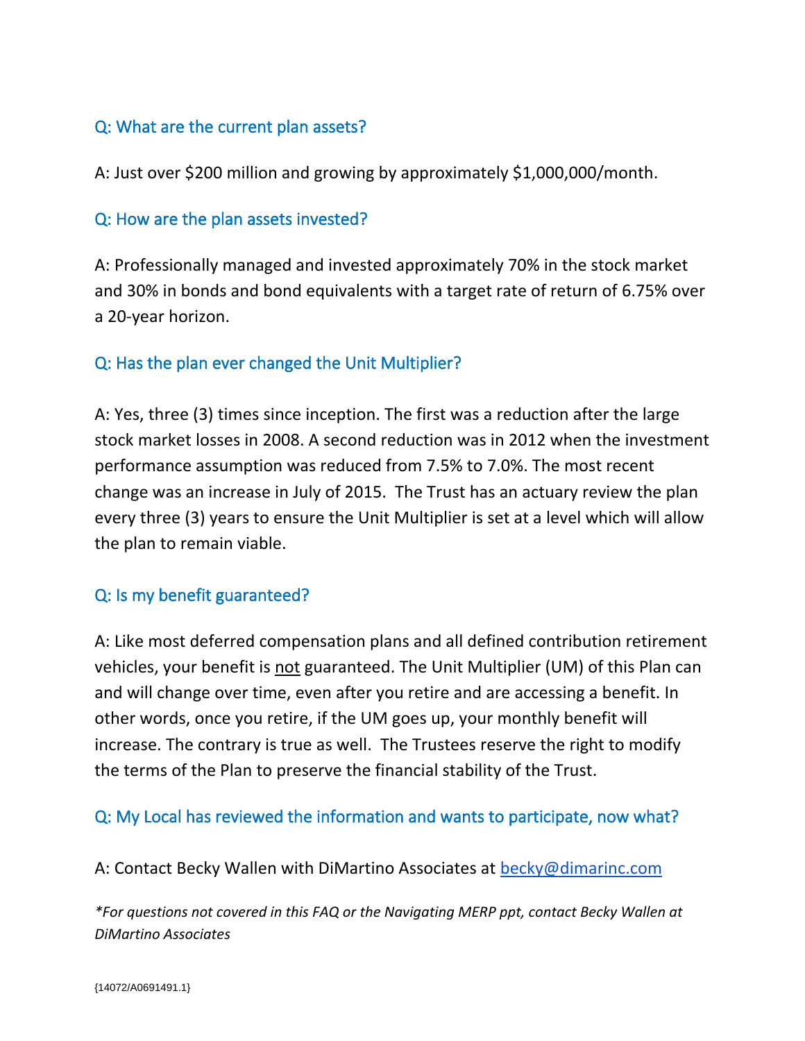### Q: What are the current plan assets?

A: Just over $200 million and growing by approximately $1,000,000/month.

### Q: How are the plan assets invested?

A: Professionally managed and invested approximately 70% in the stock market and 30% in bonds and bond equivalents with a target rate of return of 6.75% over a 20-year horizon.

### Q: Has the plan ever changed the Unit Multiplier?

A: Yes, three (3) times since inception. The first was a reduction after the large stock market losses in 2008. A second reduction was in 2012 when the investment performance assumption was reduced from 7.5% to 7.0%. The most recent change was an increase in July of 2015. The Trust has an actuary review the plan every three (3) years to ensure the Unit Multiplier is set at a level which will allow the plan to remain viable.

### Q: Is my benefit guaranteed?

A: Like most deferred compensation plans and all defined contribution retirement vehicles, your benefit is <u>not</u> guaranteed. The Unit Multiplier (UM) of this Plan can and will change over time, even after you retire and are accessing a benefit. In other words, once you retire, if the UM goes up, your monthly benefit will increase. The contrary is true as well. The Trustees reserve the right to modify the terms of the Plan to preserve the financial stability of the Trust.

### Q: My Local has reviewed the information and wants to participate, now what?

A: Contact Becky Wallen with DiMartino Associates at [becky@dimarinc.com](mailto:becky@dimarinc.com)

*\*For questions not covered in this FAQ or the Navigating MERP ppt, contact Becky Wallen at DiMartino Associates*

{14072/A0691491.1}